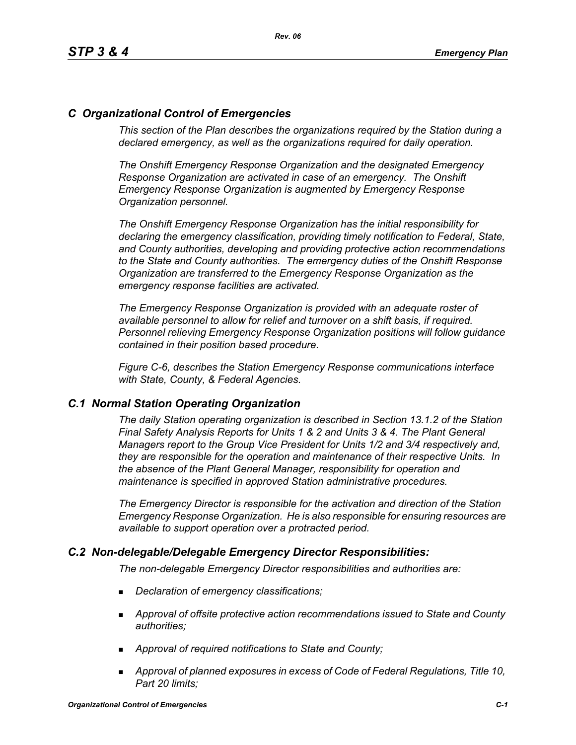## *C Organizational Control of Emergencies*

*This section of the Plan describes the organizations required by the Station during a declared emergency, as well as the organizations required for daily operation.*

*The Onshift Emergency Response Organization and the designated Emergency Response Organization are activated in case of an emergency. The Onshift Emergency Response Organization is augmented by Emergency Response Organization personnel.*

*The Onshift Emergency Response Organization has the initial responsibility for declaring the emergency classification, providing timely notification to Federal, State, and County authorities, developing and providing protective action recommendations to the State and County authorities. The emergency duties of the Onshift Response Organization are transferred to the Emergency Response Organization as the emergency response facilities are activated.*

*The Emergency Response Organization is provided with an adequate roster of available personnel to allow for relief and turnover on a shift basis, if required. Personnel relieving Emergency Response Organization positions will follow guidance contained in their position based procedure.*

*Figure C-6, describes the Station Emergency Response communications interface with State, County, & Federal Agencies.*

### *C.1 Normal Station Operating Organization*

*The daily Station operating organization is described in Section 13.1.2 of the Station Final Safety Analysis Reports for Units 1 & 2 and Units 3 & 4. The Plant General Managers report to the Group Vice President for Units 1/2 and 3/4 respectively and, they are responsible for the operation and maintenance of their respective Units. In the absence of the Plant General Manager, responsibility for operation and maintenance is specified in approved Station administrative procedures.*

*The Emergency Director is responsible for the activation and direction of the Station Emergency Response Organization. He is also responsible for ensuring resources are available to support operation over a protracted period.*

### *C.2 Non-delegable/Delegable Emergency Director Responsibilities:*

*The non-delegable Emergency Director responsibilities and authorities are:*

- *Declaration of emergency classifications;*
- *Approval of offsite protective action recommendations issued to State and County authorities;*
- *Approval of required notifications to State and County;*
- *Approval of planned exposures in excess of Code of Federal Regulations, Title 10, Part 20 limits;*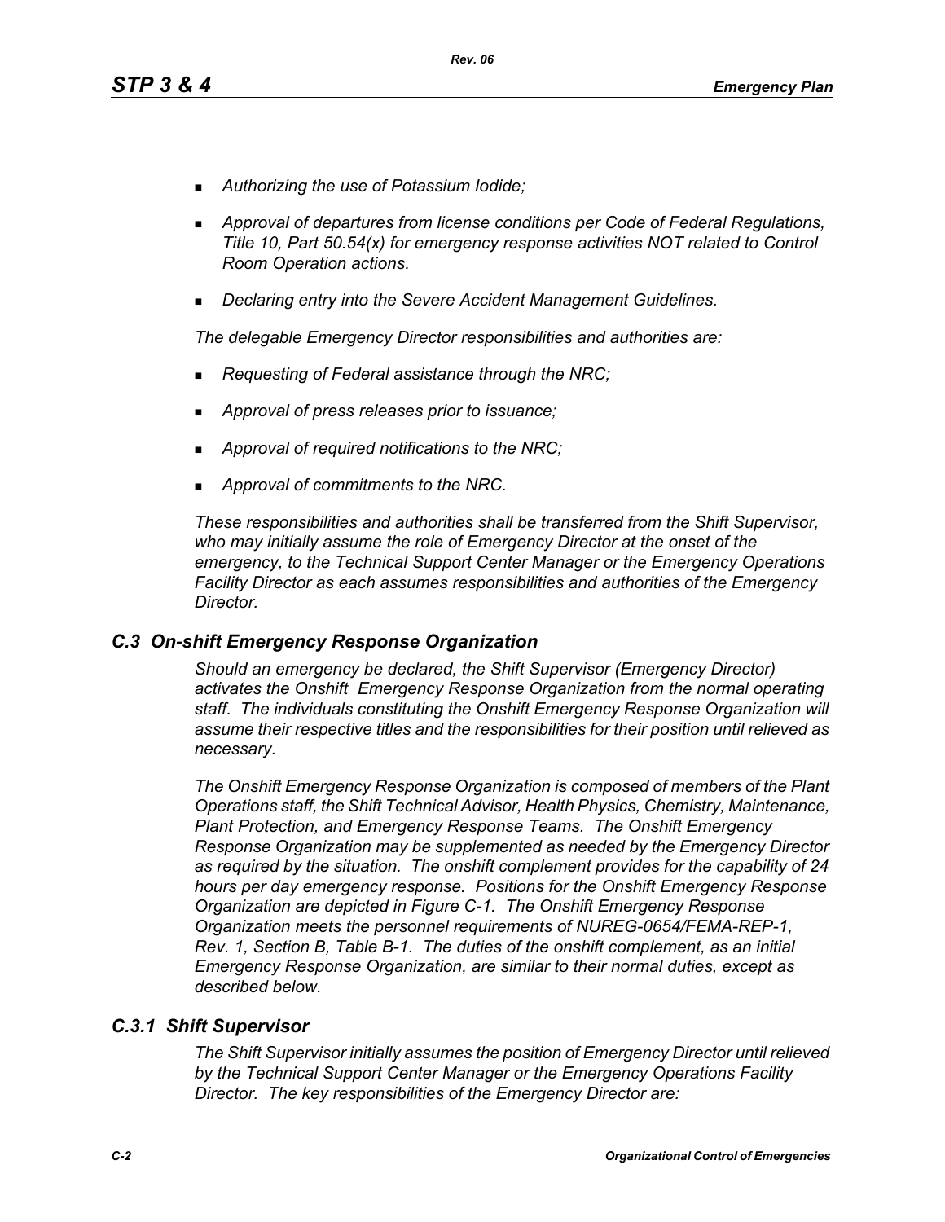- *Authorizing the use of Potassium Iodide;*
- *Approval of departures from license conditions per Code of Federal Regulations, Title 10, Part 50.54(x) for emergency response activities NOT related to Control Room Operation actions.*
- *Declaring entry into the Severe Accident Management Guidelines.*

*The delegable Emergency Director responsibilities and authorities are:*

- *Requesting of Federal assistance through the NRC;*
- *Approval of press releases prior to issuance;*
- *Approval of required notifications to the NRC;*
- *Approval of commitments to the NRC.*

*These responsibilities and authorities shall be transferred from the Shift Supervisor, who may initially assume the role of Emergency Director at the onset of the emergency, to the Technical Support Center Manager or the Emergency Operations Facility Director as each assumes responsibilities and authorities of the Emergency Director.*

## *C.3 On-shift Emergency Response Organization*

*Should an emergency be declared, the Shift Supervisor (Emergency Director) activates the Onshift Emergency Response Organization from the normal operating staff. The individuals constituting the Onshift Emergency Response Organization will assume their respective titles and the responsibilities for their position until relieved as necessary.*

*The Onshift Emergency Response Organization is composed of members of the Plant Operations staff, the Shift Technical Advisor, Health Physics, Chemistry, Maintenance, Plant Protection, and Emergency Response Teams. The Onshift Emergency Response Organization may be supplemented as needed by the Emergency Director as required by the situation. The onshift complement provides for the capability of 24 hours per day emergency response. Positions for the Onshift Emergency Response Organization are depicted in Figure C-1. The Onshift Emergency Response Organization meets the personnel requirements of NUREG-0654/FEMA-REP-1, Rev. 1, Section B, Table B-1. The duties of the onshift complement, as an initial Emergency Response Organization, are similar to their normal duties, except as described below.*

## *C.3.1 Shift Supervisor*

*The Shift Supervisor initially assumes the position of Emergency Director until relieved by the Technical Support Center Manager or the Emergency Operations Facility Director. The key responsibilities of the Emergency Director are:*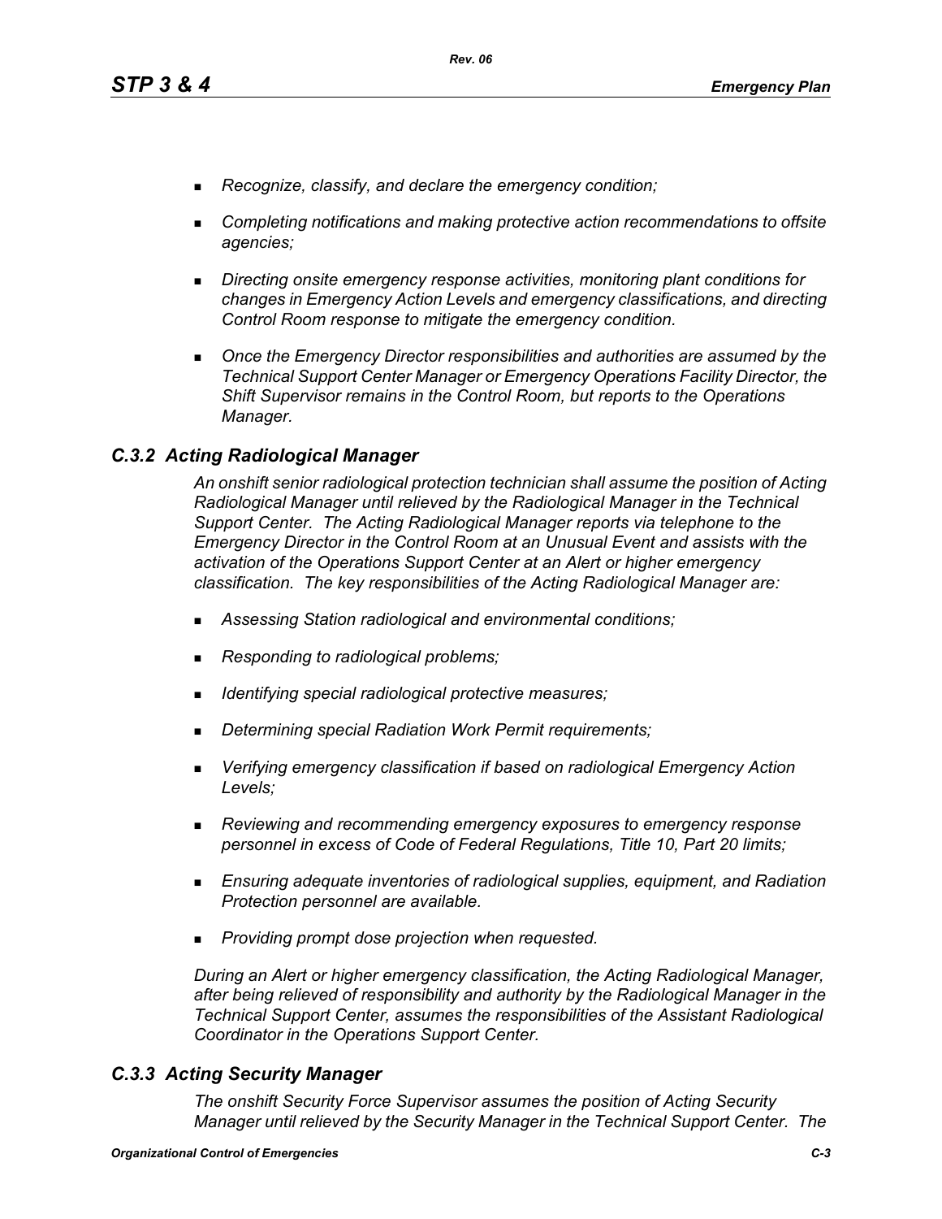- *Recognize, classify, and declare the emergency condition;*
- *Completing notifications and making protective action recommendations to offsite agencies;*
- *Directing onsite emergency response activities, monitoring plant conditions for changes in Emergency Action Levels and emergency classifications, and directing Control Room response to mitigate the emergency condition.*
- *Once the Emergency Director responsibilities and authorities are assumed by the Technical Support Center Manager or Emergency Operations Facility Director, the Shift Supervisor remains in the Control Room, but reports to the Operations Manager.*

### *C.3.2 Acting Radiological Manager*

*An onshift senior radiological protection technician shall assume the position of Acting Radiological Manager until relieved by the Radiological Manager in the Technical Support Center. The Acting Radiological Manager reports via telephone to the Emergency Director in the Control Room at an Unusual Event and assists with the activation of the Operations Support Center at an Alert or higher emergency classification. The key responsibilities of the Acting Radiological Manager are:*

- *Assessing Station radiological and environmental conditions;*
- *Responding to radiological problems;*
- *Identifying special radiological protective measures;*
- *Determining special Radiation Work Permit requirements;*
- *Verifying emergency classification if based on radiological Emergency Action Levels;*
- *Reviewing and recommending emergency exposures to emergency response personnel in excess of Code of Federal Regulations, Title 10, Part 20 limits;*
- *Ensuring adequate inventories of radiological supplies, equipment, and Radiation Protection personnel are available.*
- *Providing prompt dose projection when requested.*

*During an Alert or higher emergency classification, the Acting Radiological Manager, after being relieved of responsibility and authority by the Radiological Manager in the Technical Support Center, assumes the responsibilities of the Assistant Radiological Coordinator in the Operations Support Center.*

### *C.3.3 Acting Security Manager*

*The onshift Security Force Supervisor assumes the position of Acting Security Manager until relieved by the Security Manager in the Technical Support Center. The*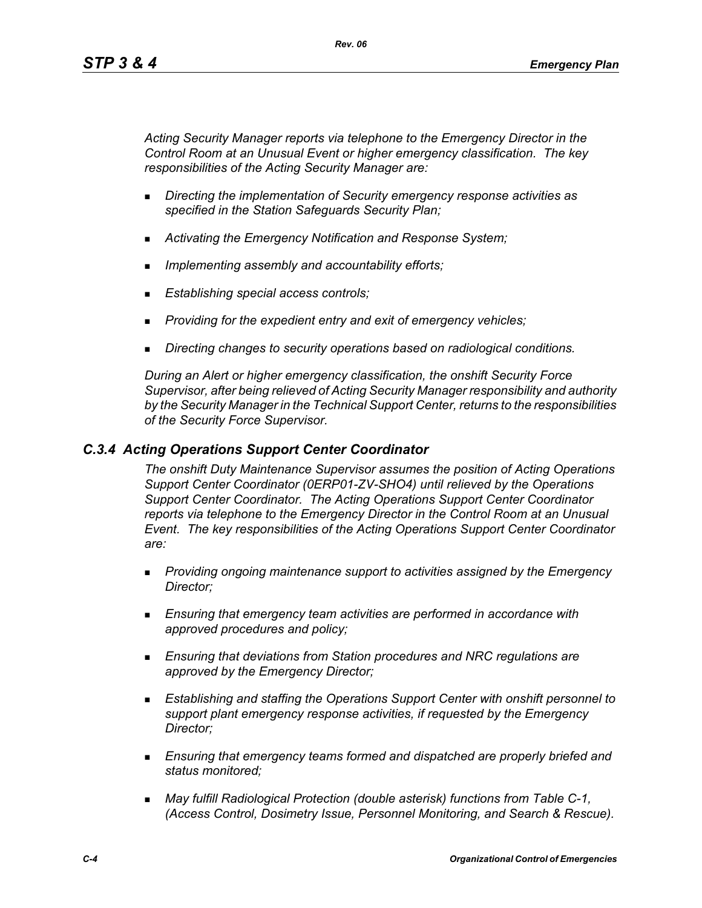*Acting Security Manager reports via telephone to the Emergency Director in the Control Room at an Unusual Event or higher emergency classification. The key responsibilities of the Acting Security Manager are:*

- *Directing the implementation of Security emergency response activities as specified in the Station Safeguards Security Plan;*
- *Activating the Emergency Notification and Response System;*
- *Implementing assembly and accountability efforts;*
- *Establishing special access controls;*
- *Providing for the expedient entry and exit of emergency vehicles;*
- *Directing changes to security operations based on radiological conditions.*

*During an Alert or higher emergency classification, the onshift Security Force Supervisor, after being relieved of Acting Security Manager responsibility and authority by the Security Manager in the Technical Support Center, returns to the responsibilities of the Security Force Supervisor.*

### *C.3.4 Acting Operations Support Center Coordinator*

*The onshift Duty Maintenance Supervisor assumes the position of Acting Operations Support Center Coordinator (0ERP01-ZV-SHO4) until relieved by the Operations Support Center Coordinator. The Acting Operations Support Center Coordinator reports via telephone to the Emergency Director in the Control Room at an Unusual Event. The key responsibilities of the Acting Operations Support Center Coordinator are:*

- *Providing ongoing maintenance support to activities assigned by the Emergency Director;*
- *Ensuring that emergency team activities are performed in accordance with approved procedures and policy;*
- *Ensuring that deviations from Station procedures and NRC regulations are approved by the Emergency Director;*
- *Establishing and staffing the Operations Support Center with onshift personnel to support plant emergency response activities, if requested by the Emergency Director;*
- *Ensuring that emergency teams formed and dispatched are properly briefed and status monitored;*
- *May fulfill Radiological Protection (double asterisk) functions from Table C-1, (Access Control, Dosimetry Issue, Personnel Monitoring, and Search & Rescue).*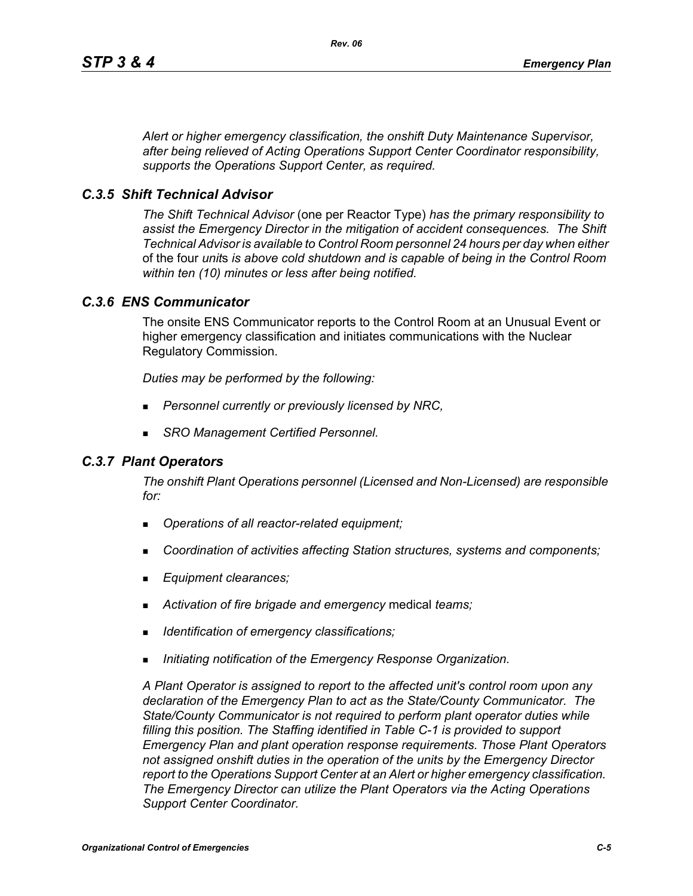*Alert or higher emergency classification, the onshift Duty Maintenance Supervisor, after being relieved of Acting Operations Support Center Coordinator responsibility, supports the Operations Support Center, as required.*

### *C.3.5 Shift Technical Advisor*

*The Shift Technical Advisor* (one per Reactor Type) *has the primary responsibility to assist the Emergency Director in the mitigation of accident consequences. The Shift Technical Advisor is available to Control Room personnel 24 hours per day when either* of the four *units is above cold shutdown and is capable of being in the Control Room within ten (10) minutes or less after being notified.*

### *C.3.6 ENS Communicator*

The onsite ENS Communicator reports to the Control Room at an Unusual Event or higher emergency classification and initiates communications with the Nuclear Regulatory Commission.

*Duties may be performed by the following:*

- *Personnel currently or previously licensed by NRC,*
- *SRO Management Certified Personnel.*

### *C.3.7 Plant Operators*

*The onshift Plant Operations personnel (Licensed and Non-Licensed) are responsible for:*

- *Operations of all reactor-related equipment;*
- *Coordination of activities affecting Station structures, systems and components;*
- *Equipment clearances;*
- *Activation of fire brigade and emergency* medical *teams;*
- *Identification of emergency classifications;*
- *Initiating notification of the Emergency Response Organization.*

*A Plant Operator is assigned to report to the affected unit's control room upon any declaration of the Emergency Plan to act as the State/County Communicator. The State/County Communicator is not required to perform plant operator duties while filling this position. The Staffing identified in Table C-1 is provided to support Emergency Plan and plant operation response requirements. Those Plant Operators not assigned onshift duties in the operation of the units by the Emergency Director report to the Operations Support Center at an Alert or higher emergency classification. The Emergency Director can utilize the Plant Operators via the Acting Operations Support Center Coordinator.*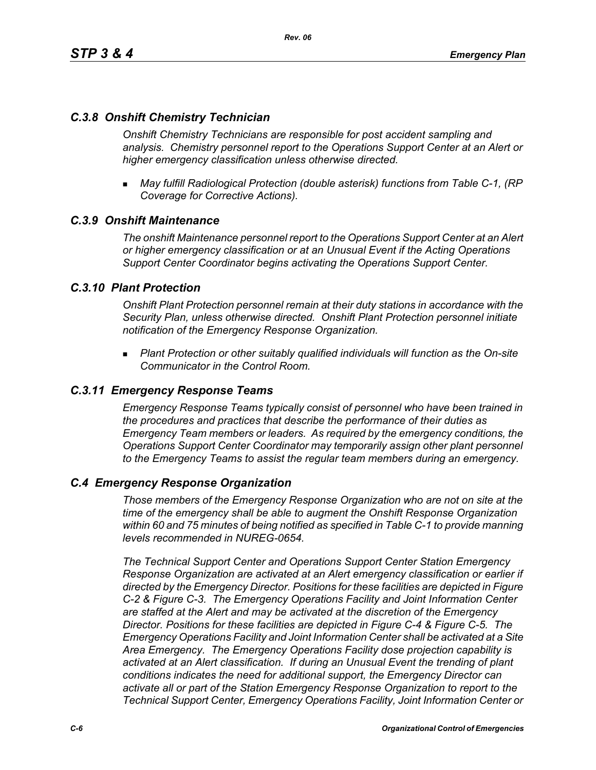## *C.3.8 Onshift Chemistry Technician*

*Onshift Chemistry Technicians are responsible for post accident sampling and analysis. Chemistry personnel report to the Operations Support Center at an Alert or higher emergency classification unless otherwise directed.*

- *May fulfill Radiological Protection (double asterisk) functions from Table C-1, (RP Coverage for Corrective Actions).*

## *C.3.9 Onshift Maintenance*

*The onshift Maintenance personnel report to the Operations Support Center at an Alert or higher emergency classification or at an Unusual Event if the Acting Operations Support Center Coordinator begins activating the Operations Support Center.*

## *C.3.10 Plant Protection*

*Onshift Plant Protection personnel remain at their duty stations in accordance with the Security Plan, unless otherwise directed. Onshift Plant Protection personnel initiate notification of the Emergency Response Organization.*

- *Plant Protection or other suitably qualified individuals will function as the On-site Communicator in the Control Room.*

## *C.3.11 Emergency Response Teams*

*Emergency Response Teams typically consist of personnel who have been trained in the procedures and practices that describe the performance of their duties as Emergency Team members or leaders. As required by the emergency conditions, the Operations Support Center Coordinator may temporarily assign other plant personnel to the Emergency Teams to assist the regular team members during an emergency.*

## *C.4 Emergency Response Organization*

*Those members of the Emergency Response Organization who are not on site at the time of the emergency shall be able to augment the Onshift Response Organization within 60 and 75 minutes of being notified as specified in Table C-1 to provide manning levels recommended in NUREG-0654.*

*The Technical Support Center and Operations Support Center Station Emergency Response Organization are activated at an Alert emergency classification or earlier if directed by the Emergency Director. Positions for these facilities are depicted in Figure C-2 & Figure C-3. The Emergency Operations Facility and Joint Information Center are staffed at the Alert and may be activated at the discretion of the Emergency Director. Positions for these facilities are depicted in Figure C-4 & Figure C-5. The Emergency Operations Facility and Joint Information Center shall be activated at a Site Area Emergency. The Emergency Operations Facility dose projection capability is activated at an Alert classification. If during an Unusual Event the trending of plant conditions indicates the need for additional support, the Emergency Director can activate all or part of the Station Emergency Response Organization to report to the Technical Support Center, Emergency Operations Facility, Joint Information Center or*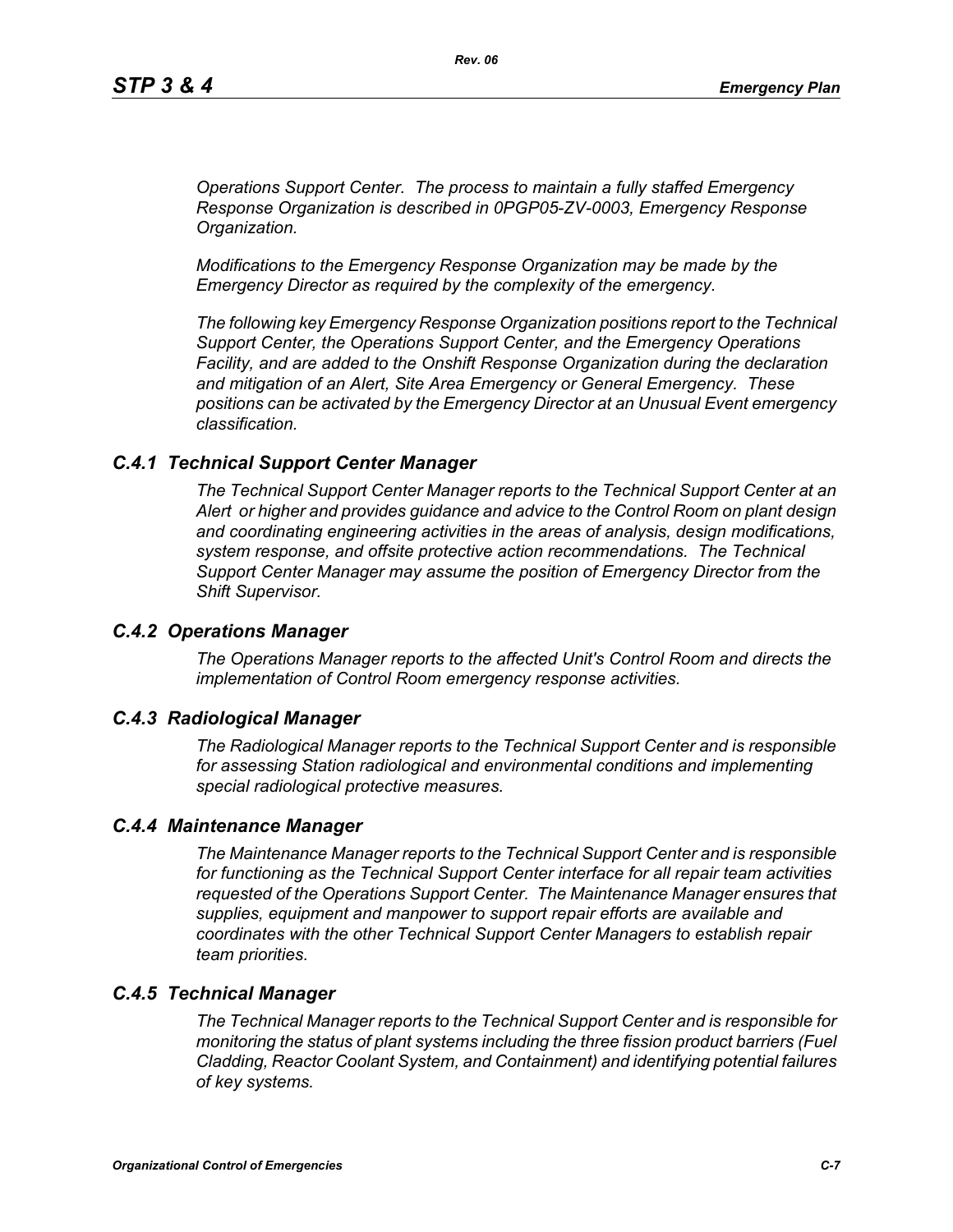*Operations Support Center. The process to maintain a fully staffed Emergency Response Organization is described in 0PGP05-ZV-0003, Emergency Response Organization.*

*Modifications to the Emergency Response Organization may be made by the Emergency Director as required by the complexity of the emergency.*

*The following key Emergency Response Organization positions report to the Technical Support Center, the Operations Support Center, and the Emergency Operations Facility, and are added to the Onshift Response Organization during the declaration and mitigation of an Alert, Site Area Emergency or General Emergency. These positions can be activated by the Emergency Director at an Unusual Event emergency classification.*

### *C.4.1 Technical Support Center Manager*

*The Technical Support Center Manager reports to the Technical Support Center at an Alert or higher and provides guidance and advice to the Control Room on plant design and coordinating engineering activities in the areas of analysis, design modifications, system response, and offsite protective action recommendations. The Technical Support Center Manager may assume the position of Emergency Director from the Shift Supervisor.*

### *C.4.2 Operations Manager*

*The Operations Manager reports to the affected Unit's Control Room and directs the implementation of Control Room emergency response activities.*

### *C.4.3 Radiological Manager*

*The Radiological Manager reports to the Technical Support Center and is responsible for assessing Station radiological and environmental conditions and implementing special radiological protective measures.*

### *C.4.4 Maintenance Manager*

*The Maintenance Manager reports to the Technical Support Center and is responsible for functioning as the Technical Support Center interface for all repair team activities requested of the Operations Support Center. The Maintenance Manager ensures that supplies, equipment and manpower to support repair efforts are available and coordinates with the other Technical Support Center Managers to establish repair team priorities.*

### *C.4.5 Technical Manager*

*The Technical Manager reports to the Technical Support Center and is responsible for monitoring the status of plant systems including the three fission product barriers (Fuel Cladding, Reactor Coolant System, and Containment) and identifying potential failures of key systems.*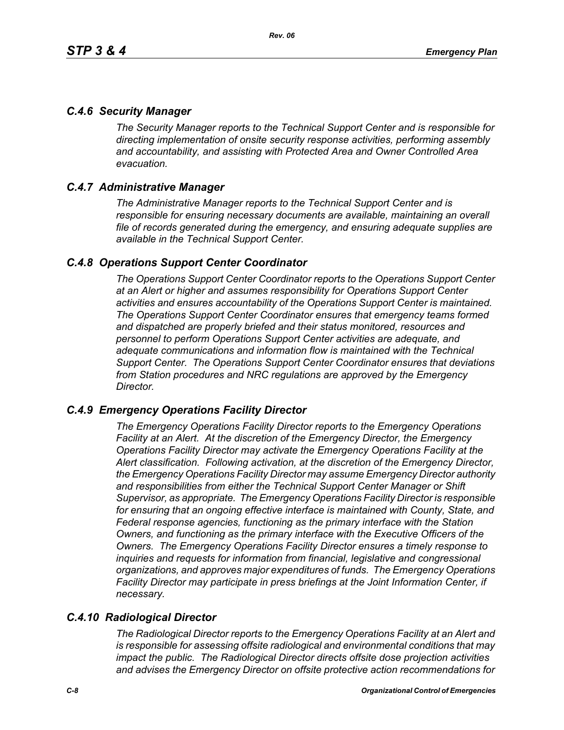### *C.4.6 Security Manager*

*The Security Manager reports to the Technical Support Center and is responsible for directing implementation of onsite security response activities, performing assembly and accountability, and assisting with Protected Area and Owner Controlled Area evacuation.*

### *C.4.7 Administrative Manager*

*The Administrative Manager reports to the Technical Support Center and is responsible for ensuring necessary documents are available, maintaining an overall file of records generated during the emergency, and ensuring adequate supplies are available in the Technical Support Center.*

### *C.4.8 Operations Support Center Coordinator*

*The Operations Support Center Coordinator reports to the Operations Support Center at an Alert or higher and assumes responsibility for Operations Support Center activities and ensures accountability of the Operations Support Center is maintained. The Operations Support Center Coordinator ensures that emergency teams formed and dispatched are properly briefed and their status monitored, resources and personnel to perform Operations Support Center activities are adequate, and adequate communications and information flow is maintained with the Technical Support Center. The Operations Support Center Coordinator ensures that deviations from Station procedures and NRC regulations are approved by the Emergency Director.*

### *C.4.9 Emergency Operations Facility Director*

*The Emergency Operations Facility Director reports to the Emergency Operations Facility at an Alert. At the discretion of the Emergency Director, the Emergency Operations Facility Director may activate the Emergency Operations Facility at the Alert classification. Following activation, at the discretion of the Emergency Director, the Emergency Operations Facility Director may assume Emergency Director authority and responsibilities from either the Technical Support Center Manager or Shift Supervisor, as appropriate. The Emergency Operations Facility Director is responsible for ensuring that an ongoing effective interface is maintained with County, State, and Federal response agencies, functioning as the primary interface with the Station Owners, and functioning as the primary interface with the Executive Officers of the Owners. The Emergency Operations Facility Director ensures a timely response to inquiries and requests for information from financial, legislative and congressional organizations, and approves major expenditures of funds. The Emergency Operations Facility Director may participate in press briefings at the Joint Information Center, if necessary.*

### *C.4.10 Radiological Director*

*The Radiological Director reports to the Emergency Operations Facility at an Alert and is responsible for assessing offsite radiological and environmental conditions that may impact the public. The Radiological Director directs offsite dose projection activities and advises the Emergency Director on offsite protective action recommendations for*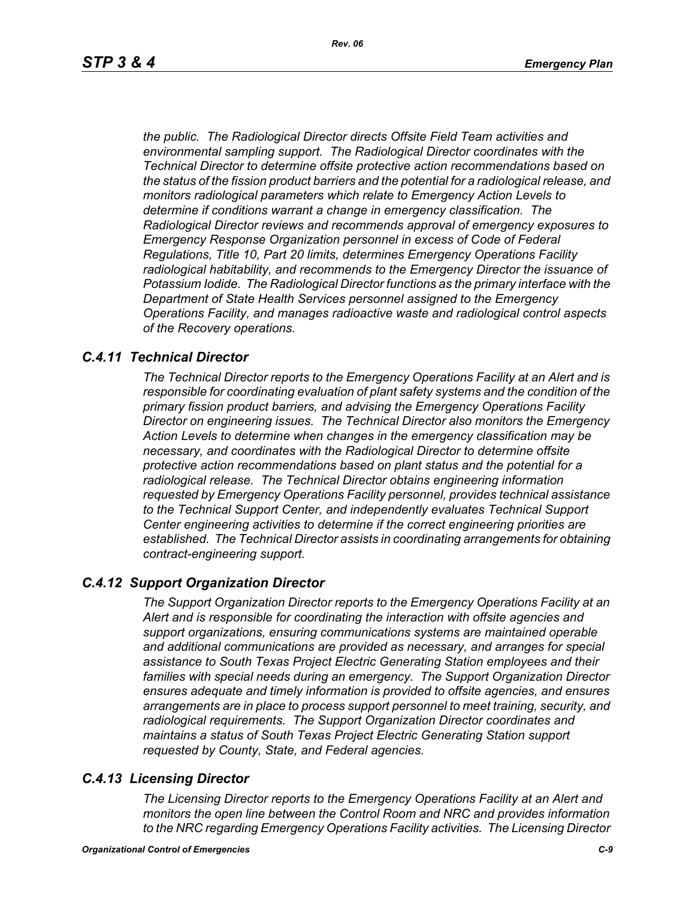*the public. The Radiological Director directs Offsite Field Team activities and environmental sampling support. The Radiological Director coordinates with the Technical Director to determine offsite protective action recommendations based on the status of the fission product barriers and the potential for a radiological release, and monitors radiological parameters which relate to Emergency Action Levels to determine if conditions warrant a change in emergency classification. The Radiological Director reviews and recommends approval of emergency exposures to Emergency Response Organization personnel in excess of Code of Federal Regulations, Title 10, Part 20 limits, determines Emergency Operations Facility radiological habitability, and recommends to the Emergency Director the issuance of Potassium Iodide. The Radiological Director functions as the primary interface with the Department of State Health Services personnel assigned to the Emergency Operations Facility, and manages radioactive waste and radiological control aspects of the Recovery operations.*

### *C.4.11 Technical Director*

*The Technical Director reports to the Emergency Operations Facility at an Alert and is responsible for coordinating evaluation of plant safety systems and the condition of the primary fission product barriers, and advising the Emergency Operations Facility Director on engineering issues. The Technical Director also monitors the Emergency Action Levels to determine when changes in the emergency classification may be necessary, and coordinates with the Radiological Director to determine offsite protective action recommendations based on plant status and the potential for a radiological release. The Technical Director obtains engineering information requested by Emergency Operations Facility personnel, provides technical assistance to the Technical Support Center, and independently evaluates Technical Support Center engineering activities to determine if the correct engineering priorities are established. The Technical Director assists in coordinating arrangements for obtaining contract-engineering support.*

### *C.4.12 Support Organization Director*

*The Support Organization Director reports to the Emergency Operations Facility at an Alert and is responsible for coordinating the interaction with offsite agencies and support organizations, ensuring communications systems are maintained operable and additional communications are provided as necessary, and arranges for special assistance to South Texas Project Electric Generating Station employees and their families with special needs during an emergency. The Support Organization Director ensures adequate and timely information is provided to offsite agencies, and ensures arrangements are in place to process support personnel to meet training, security, and radiological requirements. The Support Organization Director coordinates and maintains a status of South Texas Project Electric Generating Station support requested by County, State, and Federal agencies.*

### *C.4.13 Licensing Director*

*The Licensing Director reports to the Emergency Operations Facility at an Alert and monitors the open line between the Control Room and NRC and provides information to the NRC regarding Emergency Operations Facility activities. The Licensing Director*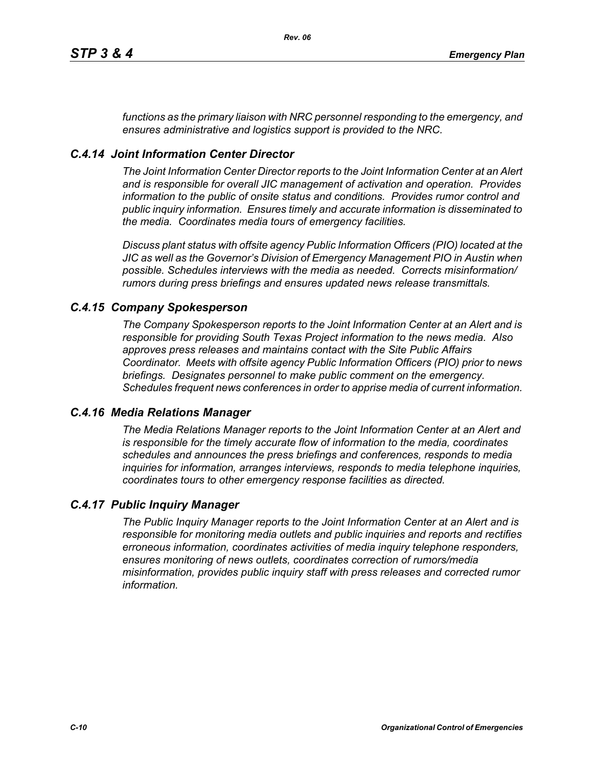*functions as the primary liaison with NRC personnel responding to the emergency, and ensures administrative and logistics support is provided to the NRC.*

### *C.4.14 Joint Information Center Director*

*The Joint Information Center Director reports to the Joint Information Center at an Alert and is responsible for overall JIC management of activation and operation. Provides information to the public of onsite status and conditions. Provides rumor control and public inquiry information. Ensures timely and accurate information is disseminated to the media. Coordinates media tours of emergency facilities.*

*Discuss plant status with offsite agency Public Information Officers (PIO) located at the JIC as well as the Governor's Division of Emergency Management PIO in Austin when possible. Schedules interviews with the media as needed. Corrects misinformation/ rumors during press briefings and ensures updated news release transmittals.*

### *C.4.15 Company Spokesperson*

*The Company Spokesperson reports to the Joint Information Center at an Alert and is responsible for providing South Texas Project information to the news media. Also approves press releases and maintains contact with the Site Public Affairs Coordinator. Meets with offsite agency Public Information Officers (PIO) prior to news briefings. Designates personnel to make public comment on the emergency. Schedules frequent news conferences in order to apprise media of current information.*

### *C.4.16 Media Relations Manager*

*The Media Relations Manager reports to the Joint Information Center at an Alert and is responsible for the timely accurate flow of information to the media, coordinates schedules and announces the press briefings and conferences, responds to media inquiries for information, arranges interviews, responds to media telephone inquiries, coordinates tours to other emergency response facilities as directed.*

### *C.4.17 Public Inquiry Manager*

*The Public Inquiry Manager reports to the Joint Information Center at an Alert and is responsible for monitoring media outlets and public inquiries and reports and rectifies erroneous information, coordinates activities of media inquiry telephone responders, ensures monitoring of news outlets, coordinates correction of rumors/media misinformation, provides public inquiry staff with press releases and corrected rumor information.*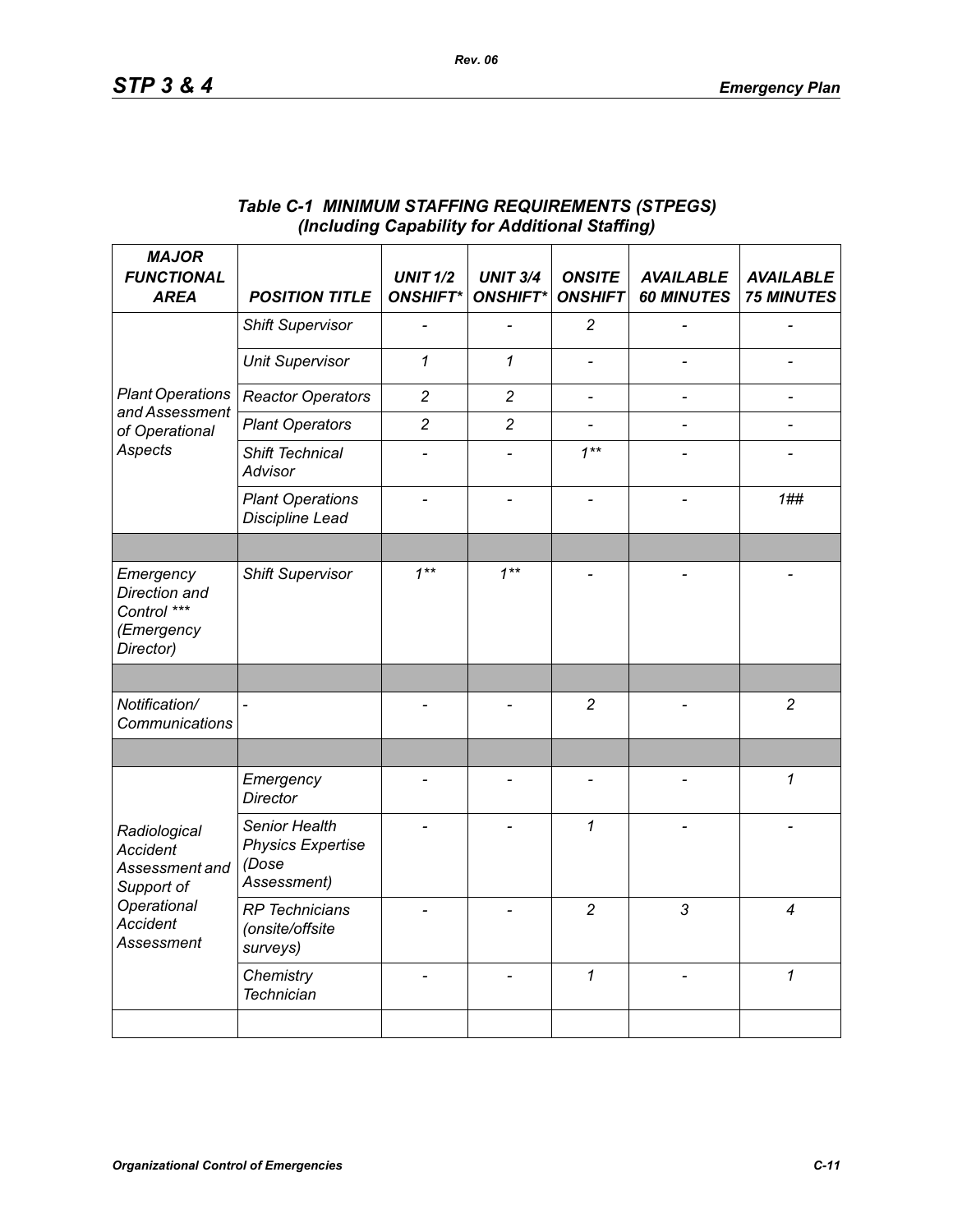### *Table C-1 MINIMUM STAFFING REQUIREMENTS (STPEGS)*
### *(Including Capability for Additional Staffing)*

| *MAJOR FUNCTIONAL AREA* | *POSITION TITLE* | *UNIT 1/2 ONSHIFT** | *UNIT 3/4 ONSHIFT** | *ONSITE ONSHIFT* | *AVAILABLE 60 MINUTES* | *AVAILABLE 75 MINUTES* |
|---|---|---|---|---|---|---|
| *Plant Operations and Assessment of Operational Aspects* | *Shift Supervisor* | - | - | *2* | - | - |
| | *Unit Supervisor* | *1* | *1* | - | - | - |
| | *Reactor Operators* | *2* | *2* | - | - | - |
| | *Plant Operators* | *2* | *2* | - | - | - |
| | *Shift Technical Advisor* | - | - | *1*** | - | - |
| | *Plant Operations Discipline Lead* | - | - | - | - | *1##* |
| | | | | | | |
| *Emergency Direction and Control **** *(Emergency Director)* | *Shift Supervisor* | *1*** | *1*** | - | - | - |
| | | | | | | |
| *Notification/ Communications* | - | - | - | *2* | - | *2* |
| | | | | | | |
| *Radiological Accident Assessment and Support of Operational Accident Assessment* | *Emergency Director* | - | - | - | - | *1* |
| | *Senior Health Physics Expertise (Dose Assessment)* | - | - | *1* | - | - |
| | *RP Technicians (onsite/offsite surveys)* | - | - | *2* | *3* | *4* |
| | *Chemistry Technician* | - | - | *1* | - | *1* |
| | | | | | | |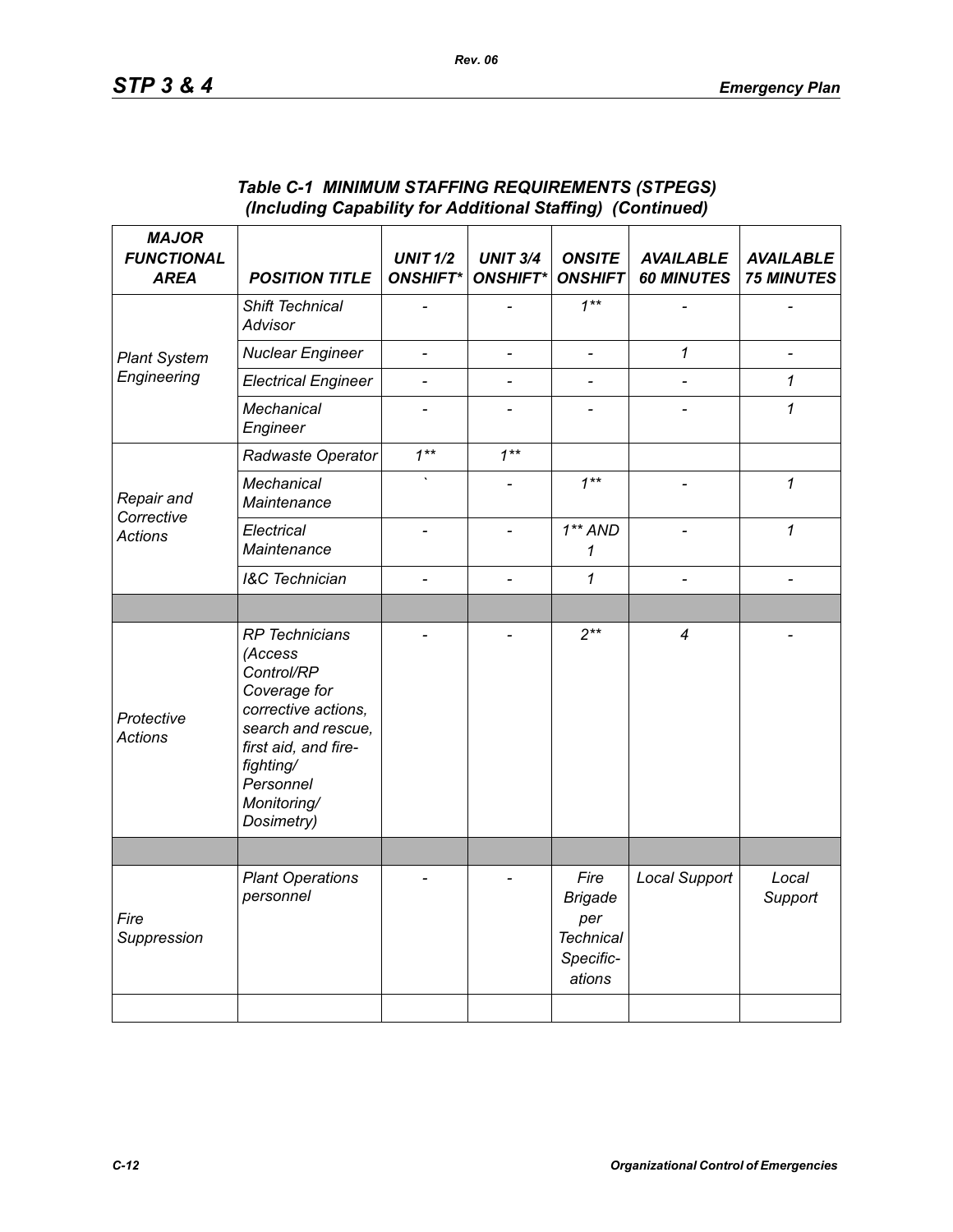### *Table C-1 MINIMUM STAFFING REQUIREMENTS (STPEGS) (Including Capability for Additional Staffing) (Continued)*

| *MAJOR FUNCTIONAL AREA* | *POSITION TITLE* | *UNIT 1/2 ONSHIFT** | *UNIT 3/4 ONSHIFT** | *ONSITE ONSHIFT* | *AVAILABLE 60 MINUTES* | *AVAILABLE 75 MINUTES* |
|---|---|---|---|---|---|---|
| *Plant System Engineering* | *Shift Technical Advisor* | - | - | *1*** | - | - |
| | *Nuclear Engineer* | - | - | - | *1* | - |
| | *Electrical Engineer* | - | - | - | - | *1* |
| | *Mechanical Engineer* | - | - | - | - | *1* |
| *Repair and Corrective Actions* | *Radwaste Operator* | *1*** | *1*** | | | |
| | *Mechanical Maintenance* | ` | - | *1*** | - | *1* |
| | *Electrical Maintenance* | - | - | *1** AND 1* | - | *1* |
| | *I&C Technician* | - | - | *1* | - | - |
| | | | | | | |
| *Protective Actions* | *RP Technicians (Access Control/RP Coverage for corrective actions, search and rescue, first aid, and fire-fighting/ Personnel Monitoring/ Dosimetry)* | - | - | *2*** | *4* | - |
| | | | | | | |
| *Fire Suppression* | *Plant Operations personnel* | - | - | *Fire Brigade per Technical Specific-ations* | *Local Support* | *Local Support* |
| | | | | | | |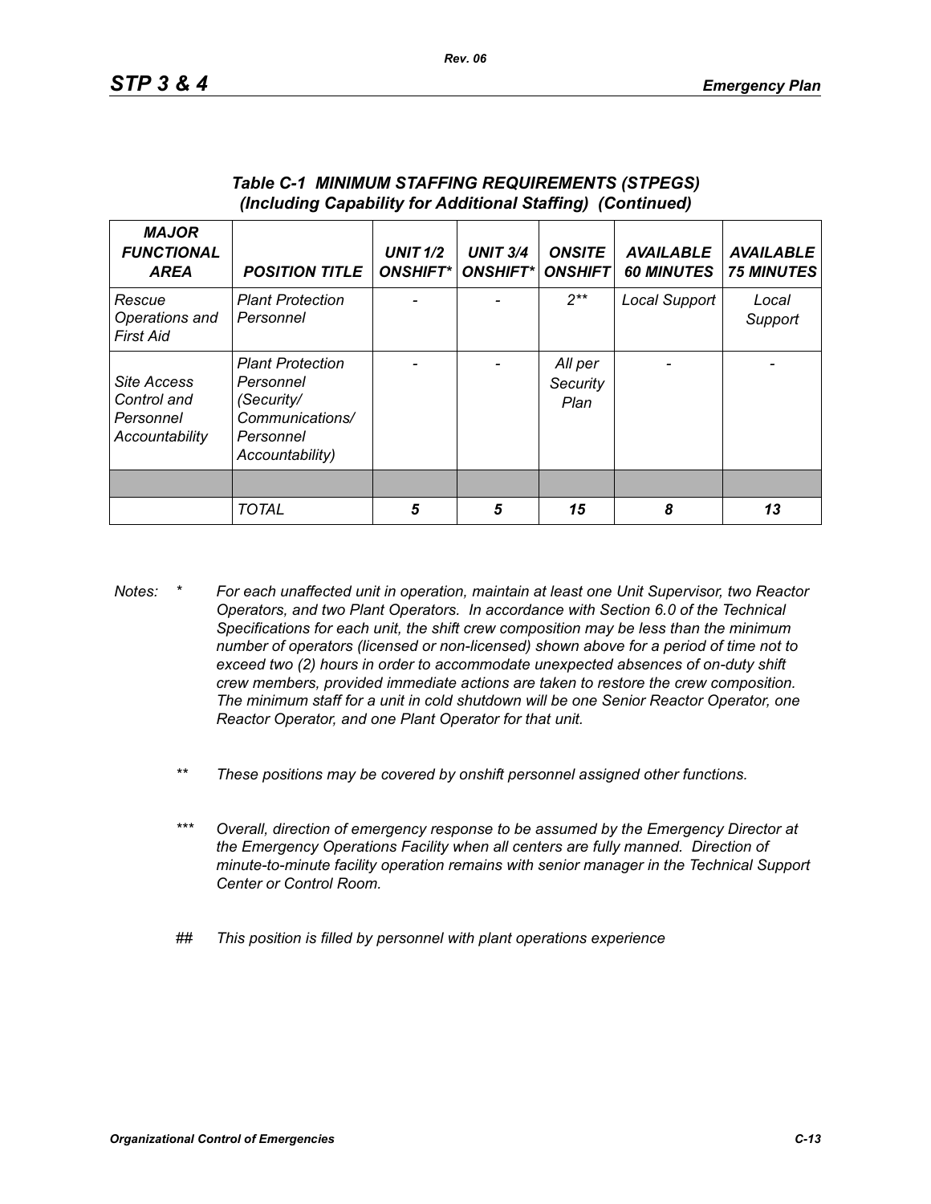### *Table C-1 MINIMUM STAFFING REQUIREMENTS (STPEGS) (Including Capability for Additional Staffing) (Continued)*

| *MAJOR FUNCTIONAL AREA* | *POSITION TITLE* | *UNIT 1/2 ONSHIFT\** | *UNIT 3/4 ONSHIFT\** | *ONSITE ONSHIFT* | *AVAILABLE 60 MINUTES* | *AVAILABLE 75 MINUTES* |
|---|---|---|---|---|---|---|
| *Rescue Operations and First Aid* | *Plant Protection Personnel* | - | - | *2\*\** | *Local Support* | *Local Support* |
| *Site Access Control and Personnel Accountability* | *Plant Protection Personnel (Security/ Communications/ Personnel Accountability)* | - | - | *All per Security Plan* | - | - |
| | | | | | | |
| | *TOTAL* | ***5*** | ***5*** | ***15*** | ***8*** | ***13*** |

*Notes: \* For each unaffected unit in operation, maintain at least one Unit Supervisor, two Reactor Operators, and two Plant Operators. In accordance with Section 6.0 of the Technical Specifications for each unit, the shift crew composition may be less than the minimum number of operators (licensed or non-licensed) shown above for a period of time not to exceed two (2) hours in order to accommodate unexpected absences of on-duty shift crew members, provided immediate actions are taken to restore the crew composition. The minimum staff for a unit in cold shutdown will be one Senior Reactor Operator, one Reactor Operator, and one Plant Operator for that unit.*

*\*\* These positions may be covered by onshift personnel assigned other functions.*

*\*\*\* Overall, direction of emergency response to be assumed by the Emergency Director at the Emergency Operations Facility when all centers are fully manned. Direction of minute-to-minute facility operation remains with senior manager in the Technical Support Center or Control Room.*

*## This position is filled by personnel with plant operations experience*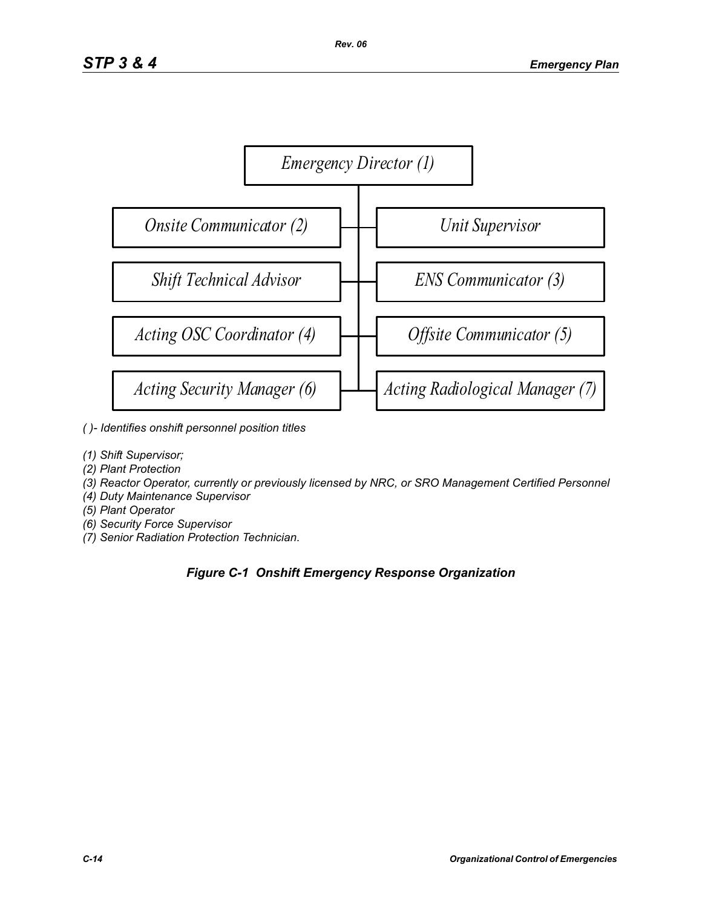Emergency Director (1)

- Onsite Communicator (2)
- Unit Supervisor
- Shift Technical Advisor
- ENS Communicator (3)
- Acting OSC Coordinator (4)
- Offsite Communicator (5)
- Acting Security Manager (6)
- Acting Radiological Manager (7)

*( )- Identifies onshift personnel position titles*

*(1) Shift Supervisor;*
*(2) Plant Protection*
*(3) Reactor Operator, currently or previously licensed by NRC, or SRO Management Certified Personnel*
*(4) Duty Maintenance Supervisor*
*(5) Plant Operator*
*(6) Security Force Supervisor*
*(7) Senior Radiation Protection Technician.*

***Figure C-1 Onshift Emergency Response Organization***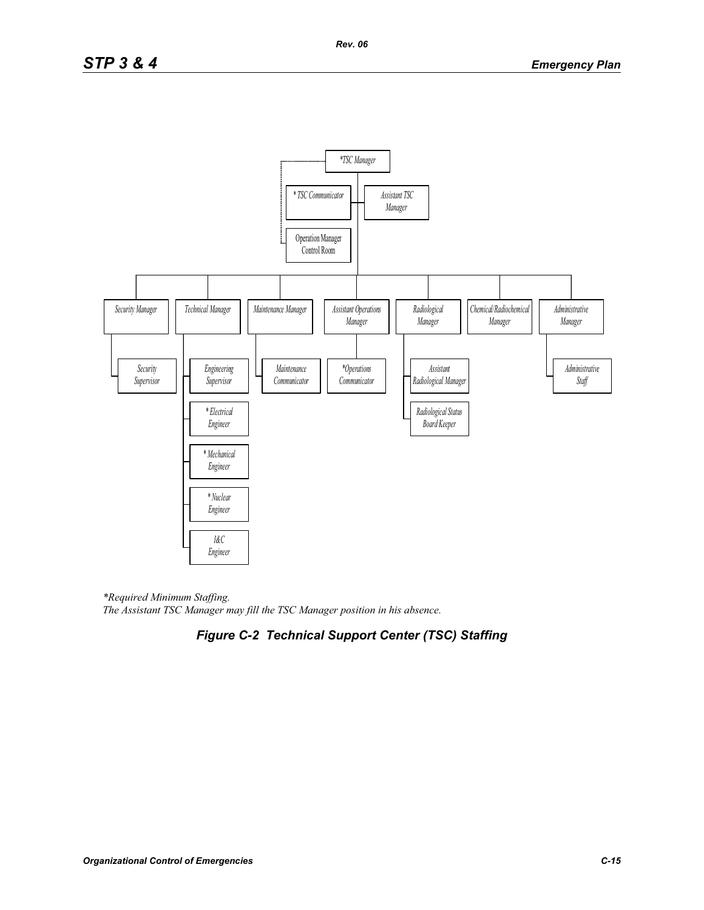*TSC Manager

* TSC Communicator

Assistant TSC Manager

Operation Manager Control Room

Security Manager

Technical Manager

Maintenance Manager

Assistant Operations Manager

Radiological Manager

Chemical/Radiochemical Manager

Administrative Manager

Security Supervisor

Engineering Supervisor

* Electrical Engineer

* Mechanical Engineer

* Nuclear Engineer

I&C Engineer

Maintenance Communicator

*Operations Communicator

Assistant Radiological Manager

Radiological Status Board Keeper

Administrative Staff

*Required Minimum Staffing.
*The Assistant TSC Manager may fill the TSC Manager position in his absence.*

**Figure C-2 Technical Support Center (TSC) Staffing**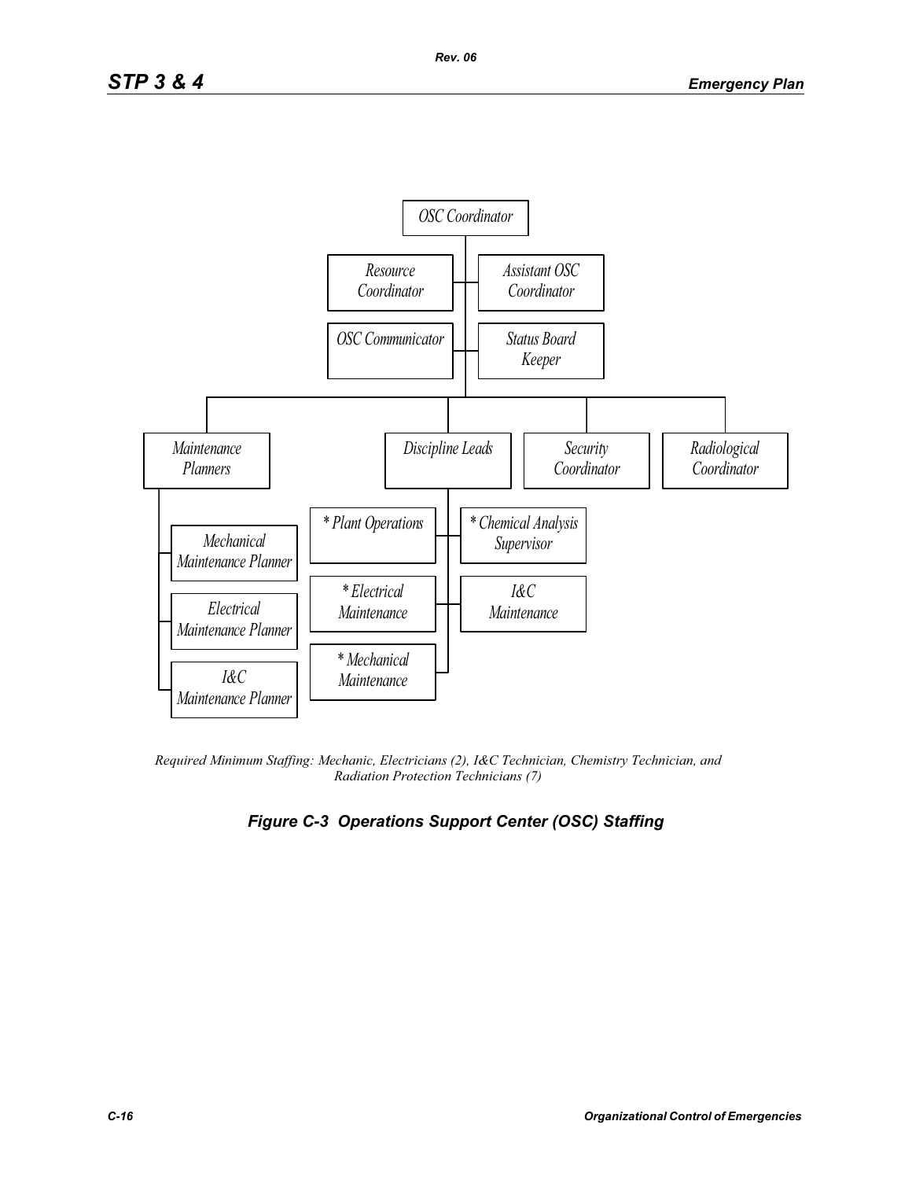OSC Coordinator

- Resource Coordinator
- Assistant OSC Coordinator
- OSC Communicator
- Status Board Keeper

- Maintenance Planners
  - Mechanical Maintenance Planner
  - Electrical Maintenance Planner
  - I&C Maintenance Planner
- Discipline Leads
  - *Plant Operations
  - *Chemical Analysis Supervisor
  - *Electrical Maintenance
  - I&C Maintenance
  - *Mechanical Maintenance
- Security Coordinator
- Radiological Coordinator

*Required Minimum Staffing: Mechanic, Electricians (2), I&C Technician, Chemistry Technician, and Radiation Protection Technicians (7)*

**Figure C-3 Operations Support Center (OSC) Staffing**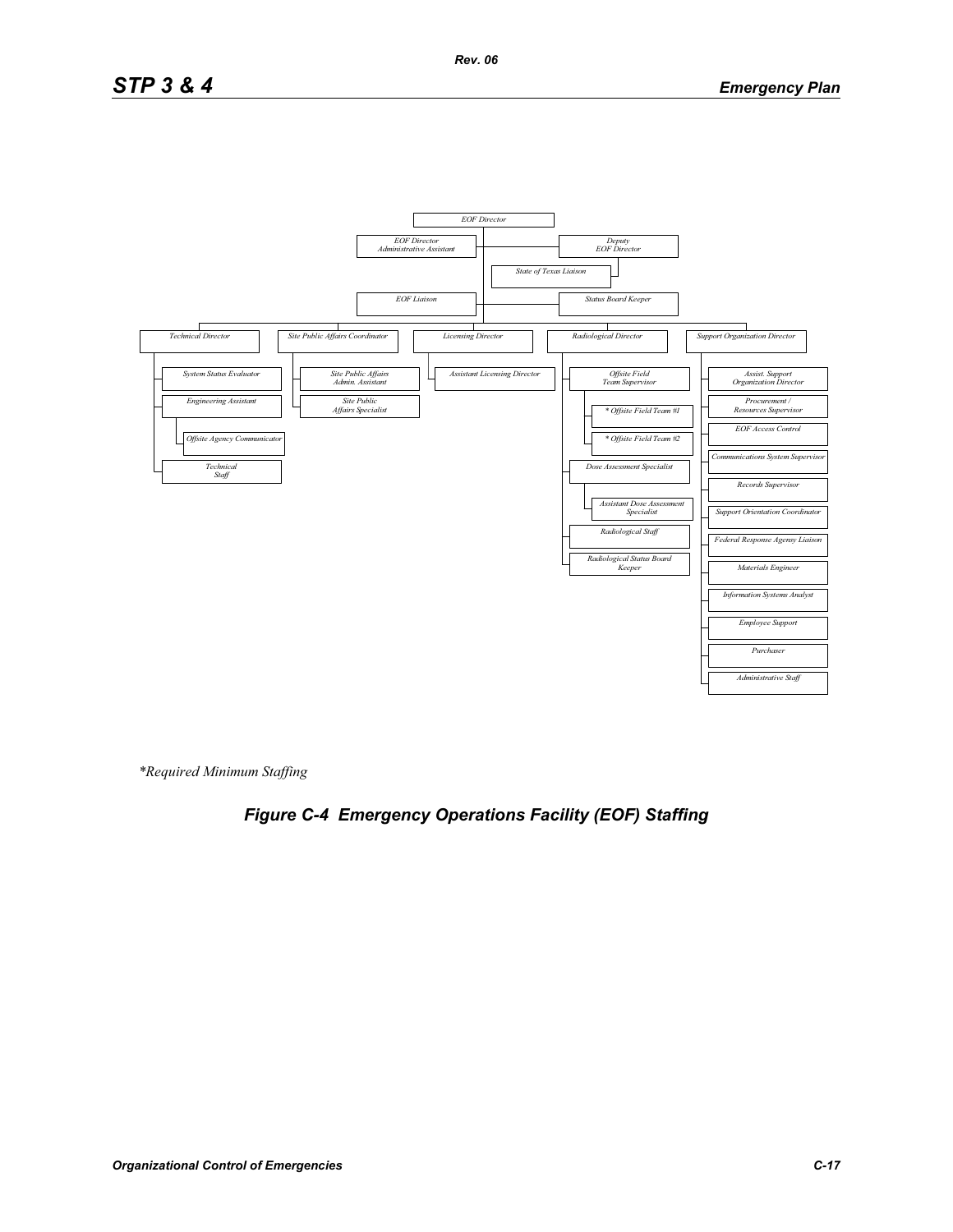EOF Director

- EOF Director Administrative Assistant
- Deputy EOF Director
  - State of Texas Liaison
- EOF Liaison
- Status Board Keeper

- Technical Director
  - System Status Evaluator
  - Engineering Assistant
    - Offsite Agency Communicator
  - Technical Staff
- Site Public Affairs Coordinator
  - Site Public Affairs Admin. Assistant
  - Site Public Affairs Specialist
- Licensing Director
  - Assistant Licensing Director
- Radiological Director
  - Offsite Field Team Supervisor
    - * Offsite Field Team #1
    - * Offsite Field Team #2
  - Dose Assessment Specialist
    - Assistant Dose Assessment Specialist
  - Radiological Staff
  - Radiological Status Board Keeper
- Support Organization Director
  - Assist. Support Organization Director
  - Procurement / Resources Supervisor
  - EOF Access Control
  - Communications System Supervisor
  - Records Supervisor
  - Support Orientation Coordinator
  - Federal Response Agency Liaison
  - Materials Engineer
  - Information Systems Analyst
  - Employee Support
  - Purchaser
  - Administrative Staff

*Required Minimum Staffing*

**Figure C-4 Emergency Operations Facility (EOF) Staffing**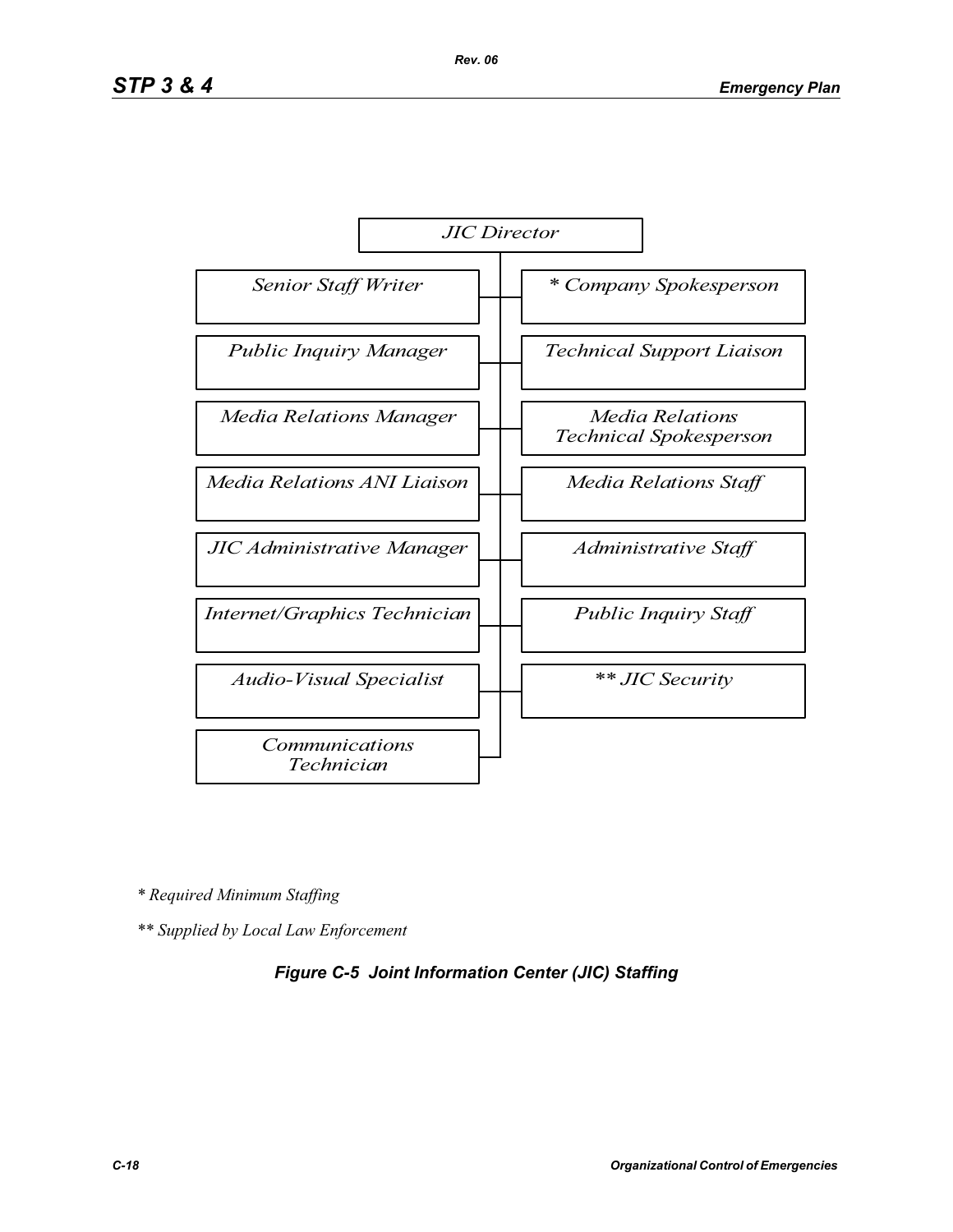JIC Director

- Senior Staff Writer
- Public Inquiry Manager
- Media Relations Manager
- Media Relations ANI Liaison
- JIC Administrative Manager
- Internet/Graphics Technician
- Audio-Visual Specialist
- Communications Technician
- * Company Spokesperson
- Technical Support Liaison
- Media Relations Technical Spokesperson
- Media Relations Staff
- Administrative Staff
- Public Inquiry Staff
- ** JIC Security

*\* Required Minimum Staffing*

*\*\* Supplied by Local Law Enforcement*

***Figure C-5 Joint Information Center (JIC) Staffing***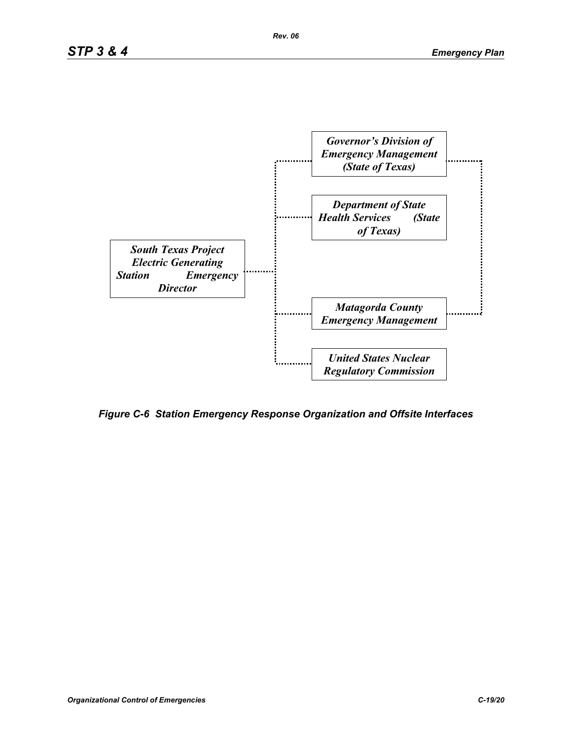South Texas Project Electric Generating Station Emergency Director

Governor's Division of Emergency Management (State of Texas)

Department of State Health Services (State of Texas)

Matagorda County Emergency Management

United States Nuclear Regulatory Commission

*Figure C-6 Station Emergency Response Organization and Offsite Interfaces*